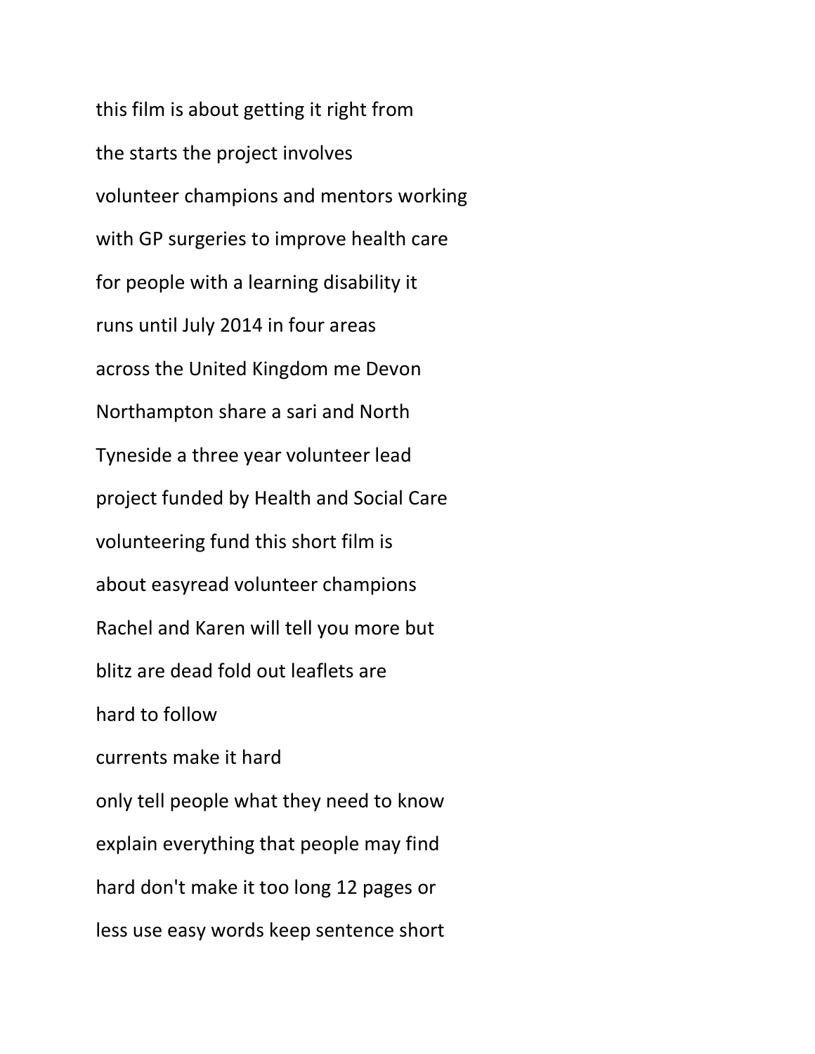this film is about getting it right from

the starts the project involves

volunteer champions and mentors working

with GP surgeries to improve health care

for people with a learning disability it

runs until July 2014 in four areas

across the United Kingdom me Devon

Northampton share a sari and North

Tyneside a three year volunteer lead

project funded by Health and Social Care

volunteering fund this short film is

about easyread volunteer champions

Rachel and Karen will tell you more but

blitz are dead fold out leaflets are

hard to follow

currents make it hard

only tell people what they need to know

explain everything that people may find

hard don't make it too long 12 pages or

less use easy words keep sentence short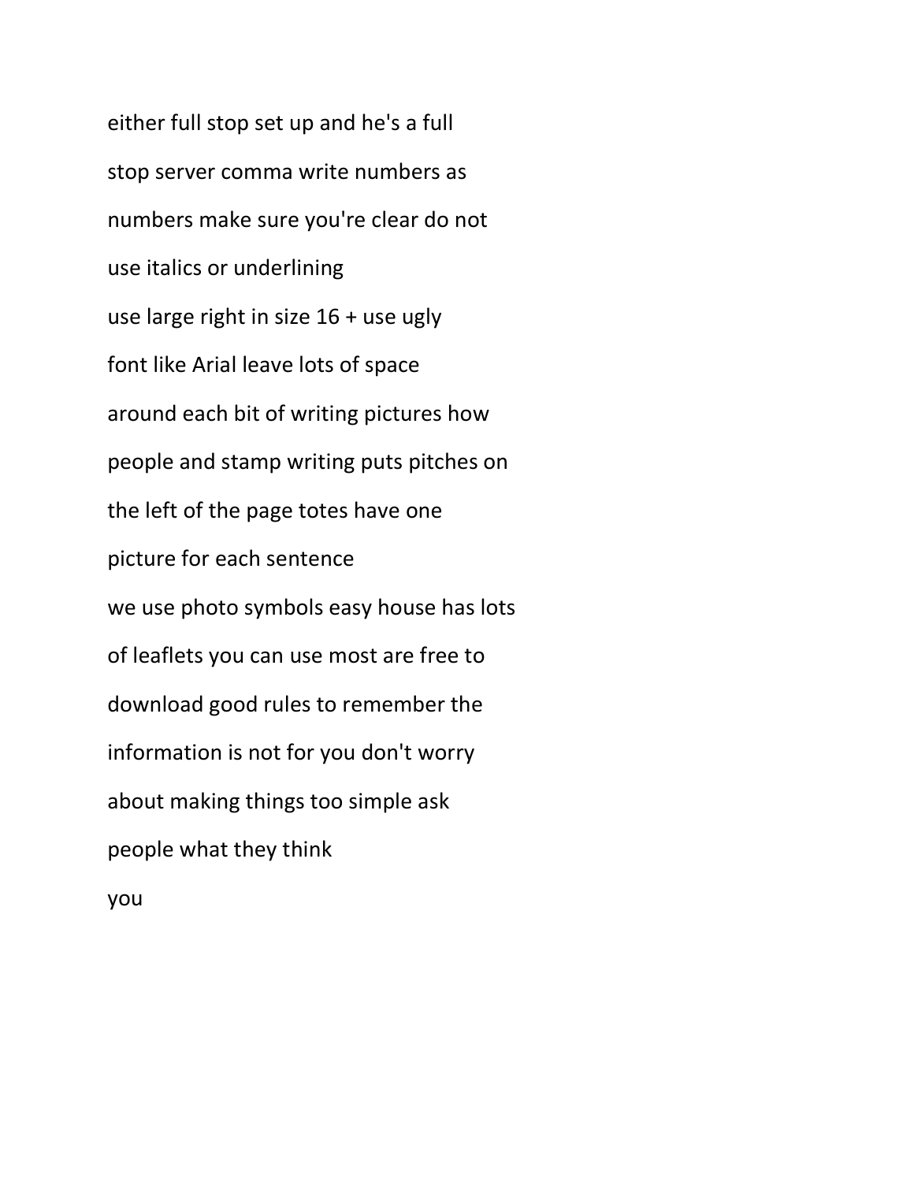either full stop set up and he's a full

stop server comma write numbers as

numbers make sure you're clear do not

use italics or underlining

use large right in size 16 + use ugly

font like Arial leave lots of space

around each bit of writing pictures how

people and stamp writing puts pitches on

the left of the page totes have one

picture for each sentence

we use photo symbols easy house has lots

of leaflets you can use most are free to

download good rules to remember the

information is not for you don't worry

about making things too simple ask

people what they think

you